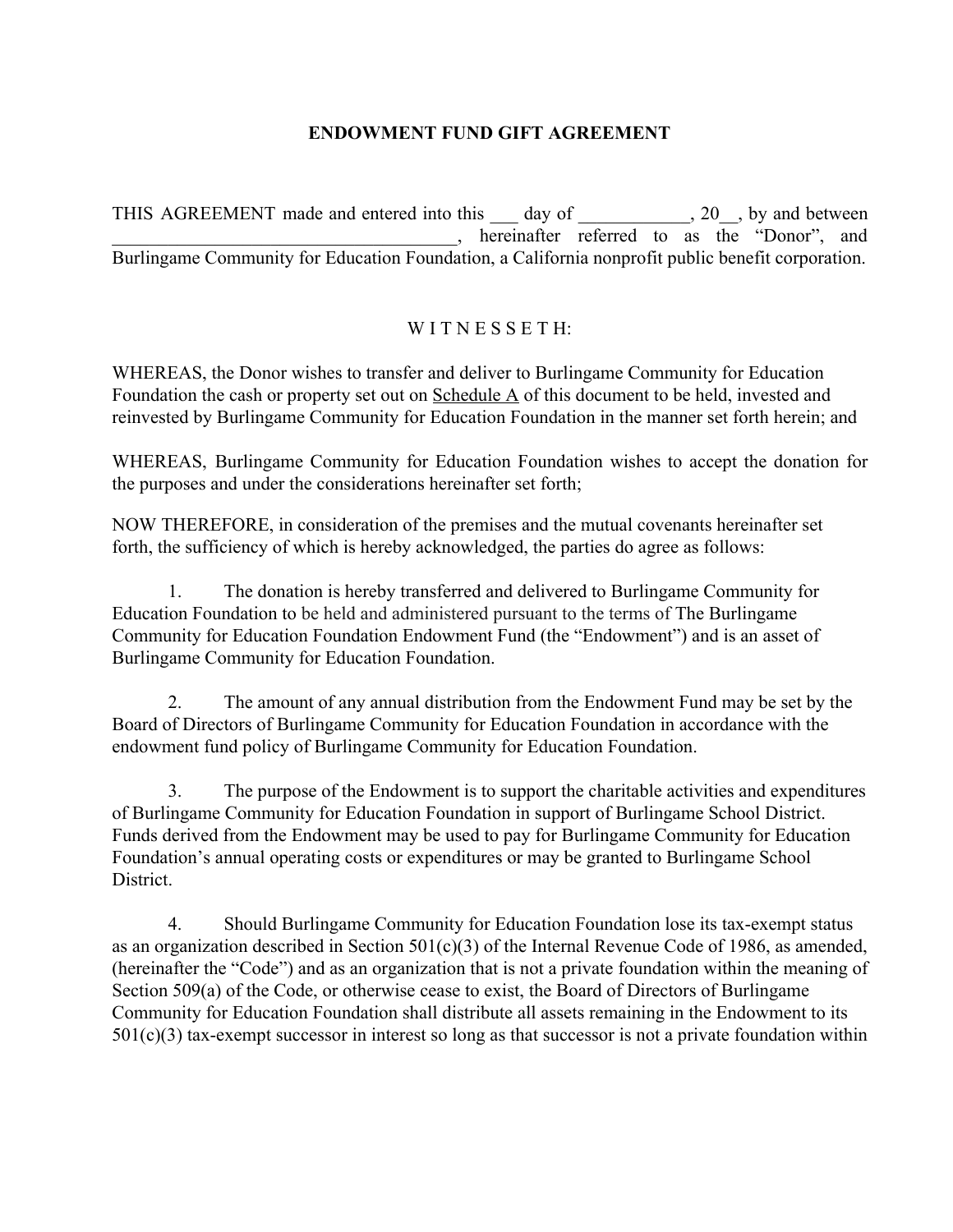# ENDOWMENT FUND GIFT AGREEMENT

THIS AGREEMENT made and entered into this ___ day of ____________, 20__, by and between _____________________________________, hereinafter referred to as the "Donor", and Burlingame Community for Education Foundation, a California nonprofit public benefit corporation.

W I T N E S S E T H:

WHEREAS, the Donor wishes to transfer and deliver to Burlingame Community for Education Foundation the cash or property set out on Schedule A of this document to be held, invested and reinvested by Burlingame Community for Education Foundation in the manner set forth herein; and

WHEREAS, Burlingame Community for Education Foundation wishes to accept the donation for the purposes and under the considerations hereinafter set forth;

NOW THEREFORE, in consideration of the premises and the mutual covenants hereinafter set forth, the sufficiency of which is hereby acknowledged, the parties do agree as follows:

1. The donation is hereby transferred and delivered to Burlingame Community for Education Foundation to be held and administered pursuant to the terms of The Burlingame Community for Education Foundation Endowment Fund (the "Endowment") and is an asset of Burlingame Community for Education Foundation.

2. The amount of any annual distribution from the Endowment Fund may be set by the Board of Directors of Burlingame Community for Education Foundation in accordance with the endowment fund policy of Burlingame Community for Education Foundation.

3. The purpose of the Endowment is to support the charitable activities and expenditures of Burlingame Community for Education Foundation in support of Burlingame School District. Funds derived from the Endowment may be used to pay for Burlingame Community for Education Foundation's annual operating costs or expenditures or may be granted to Burlingame School District.

4. Should Burlingame Community for Education Foundation lose its tax-exempt status as an organization described in Section 501(c)(3) of the Internal Revenue Code of 1986, as amended, (hereinafter the "Code") and as an organization that is not a private foundation within the meaning of Section 509(a) of the Code, or otherwise cease to exist, the Board of Directors of Burlingame Community for Education Foundation shall distribute all assets remaining in the Endowment to its 501(c)(3) tax-exempt successor in interest so long as that successor is not a private foundation within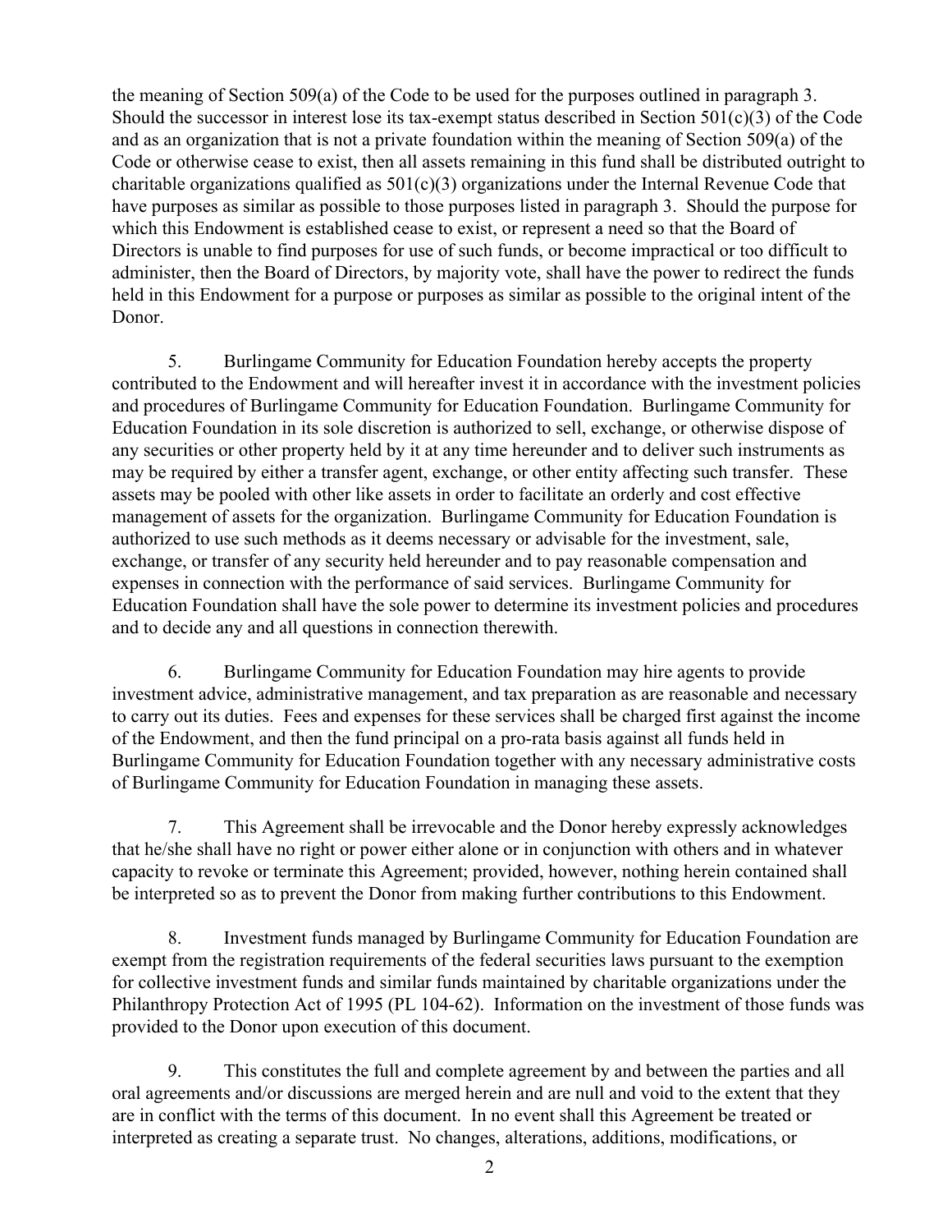the meaning of Section 509(a) of the Code to be used for the purposes outlined in paragraph 3. Should the successor in interest lose its tax-exempt status described in Section 501(c)(3) of the Code and as an organization that is not a private foundation within the meaning of Section 509(a) of the Code or otherwise cease to exist, then all assets remaining in this fund shall be distributed outright to charitable organizations qualified as 501(c)(3) organizations under the Internal Revenue Code that have purposes as similar as possible to those purposes listed in paragraph 3. Should the purpose for which this Endowment is established cease to exist, or represent a need so that the Board of Directors is unable to find purposes for use of such funds, or become impractical or too difficult to administer, then the Board of Directors, by majority vote, shall have the power to redirect the funds held in this Endowment for a purpose or purposes as similar as possible to the original intent of the Donor.

5. Burlingame Community for Education Foundation hereby accepts the property contributed to the Endowment and will hereafter invest it in accordance with the investment policies and procedures of Burlingame Community for Education Foundation. Burlingame Community for Education Foundation in its sole discretion is authorized to sell, exchange, or otherwise dispose of any securities or other property held by it at any time hereunder and to deliver such instruments as may be required by either a transfer agent, exchange, or other entity affecting such transfer. These assets may be pooled with other like assets in order to facilitate an orderly and cost effective management of assets for the organization. Burlingame Community for Education Foundation is authorized to use such methods as it deems necessary or advisable for the investment, sale, exchange, or transfer of any security held hereunder and to pay reasonable compensation and expenses in connection with the performance of said services. Burlingame Community for Education Foundation shall have the sole power to determine its investment policies and procedures and to decide any and all questions in connection therewith.

6. Burlingame Community for Education Foundation may hire agents to provide investment advice, administrative management, and tax preparation as are reasonable and necessary to carry out its duties. Fees and expenses for these services shall be charged first against the income of the Endowment, and then the fund principal on a pro-rata basis against all funds held in Burlingame Community for Education Foundation together with any necessary administrative costs of Burlingame Community for Education Foundation in managing these assets.

7. This Agreement shall be irrevocable and the Donor hereby expressly acknowledges that he/she shall have no right or power either alone or in conjunction with others and in whatever capacity to revoke or terminate this Agreement; provided, however, nothing herein contained shall be interpreted so as to prevent the Donor from making further contributions to this Endowment.

8. Investment funds managed by Burlingame Community for Education Foundation are exempt from the registration requirements of the federal securities laws pursuant to the exemption for collective investment funds and similar funds maintained by charitable organizations under the Philanthropy Protection Act of 1995 (PL 104-62). Information on the investment of those funds was provided to the Donor upon execution of this document.

9. This constitutes the full and complete agreement by and between the parties and all oral agreements and/or discussions are merged herein and are null and void to the extent that they are in conflict with the terms of this document. In no event shall this Agreement be treated or interpreted as creating a separate trust. No changes, alterations, additions, modifications, or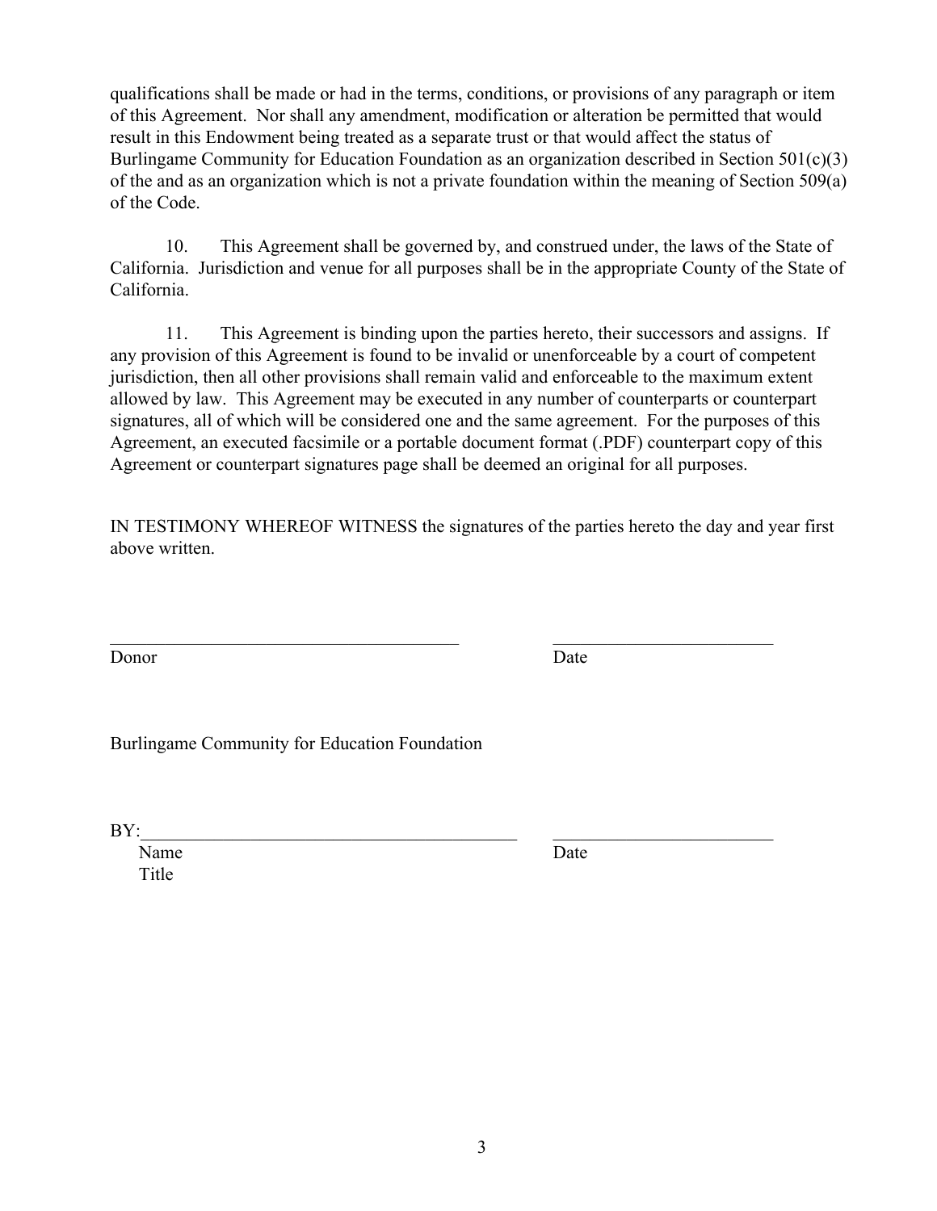qualifications shall be made or had in the terms, conditions, or provisions of any paragraph or item of this Agreement. Nor shall any amendment, modification or alteration be permitted that would result in this Endowment being treated as a separate trust or that would affect the status of Burlingame Community for Education Foundation as an organization described in Section 501(c)(3) of the and as an organization which is not a private foundation within the meaning of Section 509(a) of the Code.

10. This Agreement shall be governed by, and construed under, the laws of the State of California. Jurisdiction and venue for all purposes shall be in the appropriate County of the State of California.

11. This Agreement is binding upon the parties hereto, their successors and assigns. If any provision of this Agreement is found to be invalid or unenforceable by a court of competent jurisdiction, then all other provisions shall remain valid and enforceable to the maximum extent allowed by law. This Agreement may be executed in any number of counterparts or counterpart signatures, all of which will be considered one and the same agreement. For the purposes of this Agreement, an executed facsimile or a portable document format (.PDF) counterpart copy of this Agreement or counterpart signatures page shall be deemed an original for all purposes.

IN TESTIMONY WHEREOF WITNESS the signatures of the parties hereto the day and year first above written.

_______________________________________ ________________________

Donor Date

Burlingame Community for Education Foundation

BY:_______________________________________ ________________________

Name Date

Title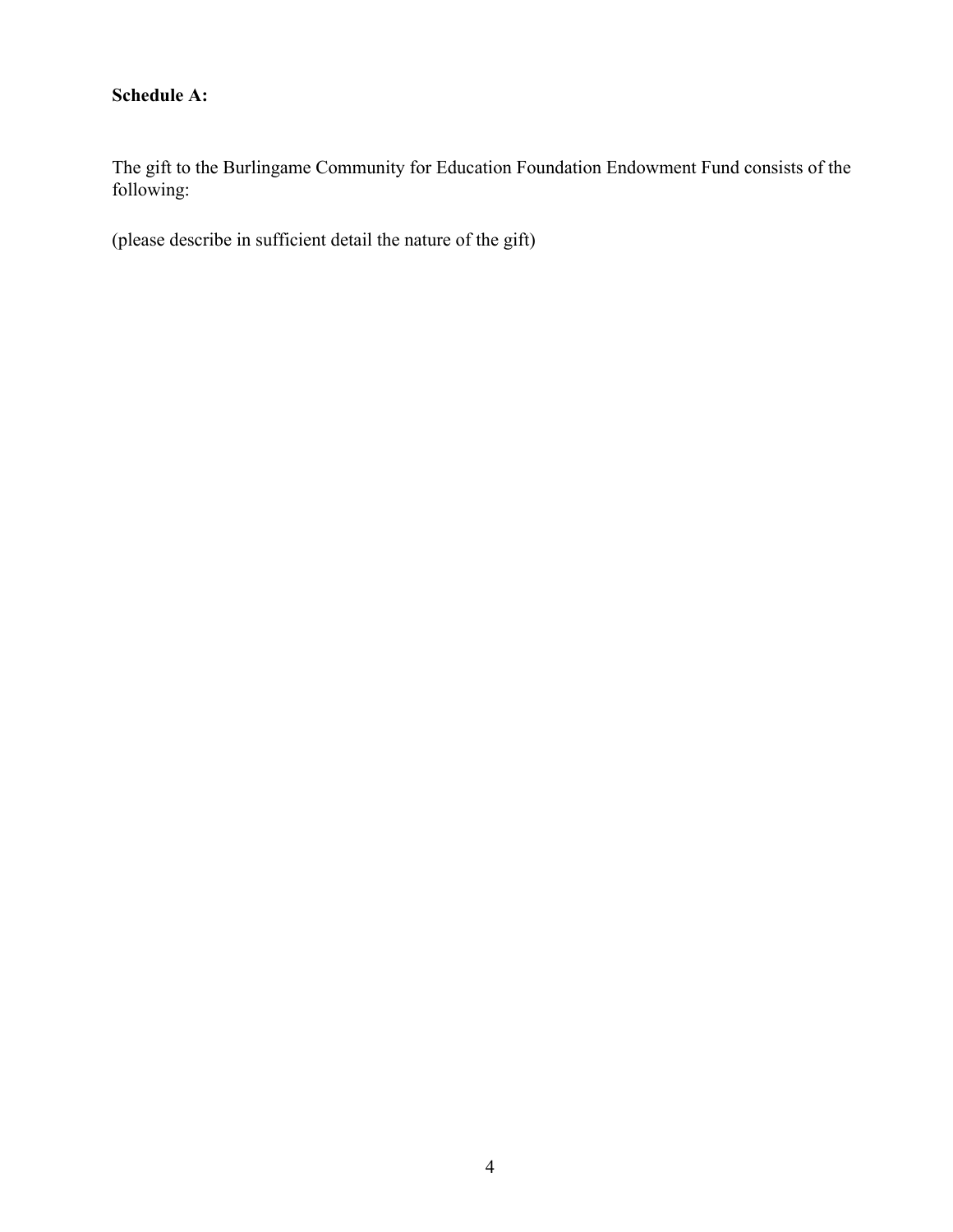**Schedule A:**

The gift to the Burlingame Community for Education Foundation Endowment Fund consists of the following:

(please describe in sufficient detail the nature of the gift)